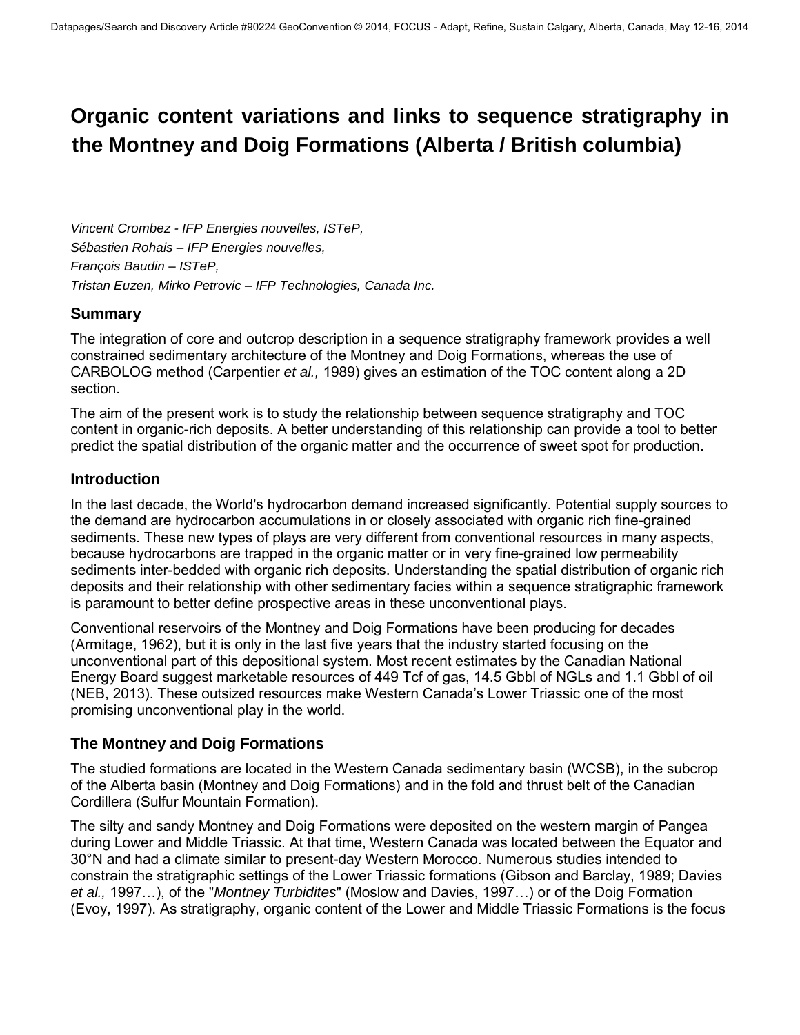# Organic content variations and links to sequence stratigraphy in the Montney and Doig Formations (Alberta / British columbia)

*Vincent Crombez - IFP Energies nouvelles, ISTeP,*
*Sébastien Rohais – IFP Energies nouvelles,*
*François Baudin – ISTeP,*
*Tristan Euzen, Mirko Petrovic – IFP Technologies, Canada Inc.*

## Summary

The integration of core and outcrop description in a sequence stratigraphy framework provides a well constrained sedimentary architecture of the Montney and Doig Formations, whereas the use of CARBOLOG method (Carpentier *et al.,* 1989) gives an estimation of the TOC content along a 2D section.

The aim of the present work is to study the relationship between sequence stratigraphy and TOC content in organic-rich deposits. A better understanding of this relationship can provide a tool to better predict the spatial distribution of the organic matter and the occurrence of sweet spot for production.

## Introduction

In the last decade, the World's hydrocarbon demand increased significantly. Potential supply sources to the demand are hydrocarbon accumulations in or closely associated with organic rich fine-grained sediments. These new types of plays are very different from conventional resources in many aspects, because hydrocarbons are trapped in the organic matter or in very fine-grained low permeability sediments inter-bedded with organic rich deposits. Understanding the spatial distribution of organic rich deposits and their relationship with other sedimentary facies within a sequence stratigraphic framework is paramount to better define prospective areas in these unconventional plays.

Conventional reservoirs of the Montney and Doig Formations have been producing for decades (Armitage, 1962), but it is only in the last five years that the industry started focusing on the unconventional part of this depositional system. Most recent estimates by the Canadian National Energy Board suggest marketable resources of 449 Tcf of gas, 14.5 Gbbl of NGLs and 1.1 Gbbl of oil (NEB, 2013). These outsized resources make Western Canada's Lower Triassic one of the most promising unconventional play in the world.

## The Montney and Doig Formations

The studied formations are located in the Western Canada sedimentary basin (WCSB), in the subcrop of the Alberta basin (Montney and Doig Formations) and in the fold and thrust belt of the Canadian Cordillera (Sulfur Mountain Formation).

The silty and sandy Montney and Doig Formations were deposited on the western margin of Pangea during Lower and Middle Triassic. At that time, Western Canada was located between the Equator and 30°N and had a climate similar to present-day Western Morocco. Numerous studies intended to constrain the stratigraphic settings of the Lower Triassic formations (Gibson and Barclay, 1989; Davies *et al.,* 1997…), of the "*Montney Turbidites*" (Moslow and Davies, 1997…) or of the Doig Formation (Evoy, 1997). As stratigraphy, organic content of the Lower and Middle Triassic Formations is the focus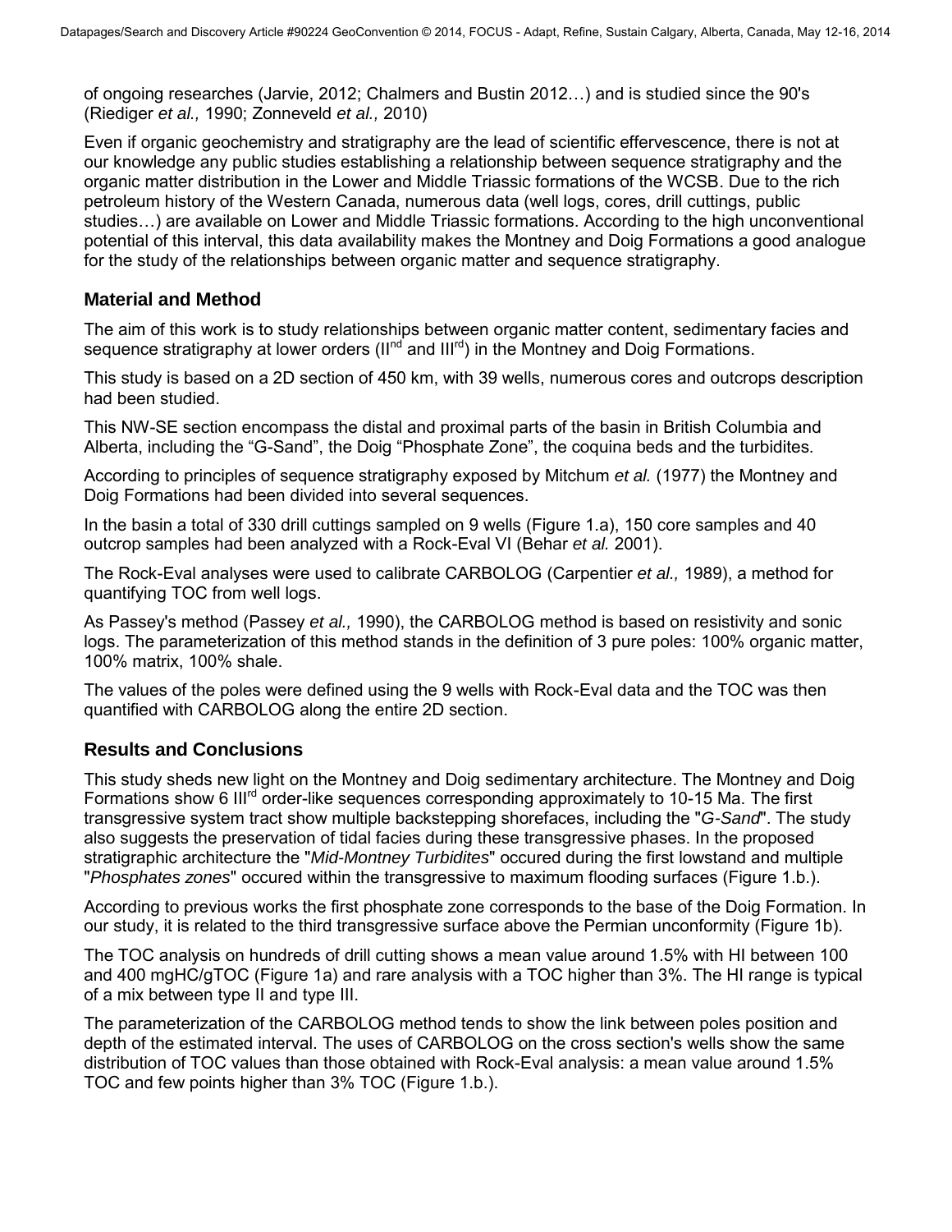of ongoing researches (Jarvie, 2012; Chalmers and Bustin 2012…) and is studied since the 90's (Riediger *et al.,* 1990; Zonneveld *et al.,* 2010)

Even if organic geochemistry and stratigraphy are the lead of scientific effervescence, there is not at our knowledge any public studies establishing a relationship between sequence stratigraphy and the organic matter distribution in the Lower and Middle Triassic formations of the WCSB. Due to the rich petroleum history of the Western Canada, numerous data (well logs, cores, drill cuttings, public studies…) are available on Lower and Middle Triassic formations. According to the high unconventional potential of this interval, this data availability makes the Montney and Doig Formations a good analogue for the study of the relationships between organic matter and sequence stratigraphy.

## Material and Method

The aim of this work is to study relationships between organic matter content, sedimentary facies and sequence stratigraphy at lower orders (II[nd] and III[rd]) in the Montney and Doig Formations.

This study is based on a 2D section of 450 km, with 39 wells, numerous cores and outcrops description had been studied.

This NW-SE section encompass the distal and proximal parts of the basin in British Columbia and Alberta, including the "G-Sand", the Doig "Phosphate Zone", the coquina beds and the turbidites.

According to principles of sequence stratigraphy exposed by Mitchum *et al.* (1977) the Montney and Doig Formations had been divided into several sequences.

In the basin a total of 330 drill cuttings sampled on 9 wells (Figure 1.a), 150 core samples and 40 outcrop samples had been analyzed with a Rock-Eval VI (Behar *et al.* 2001).

The Rock-Eval analyses were used to calibrate CARBOLOG (Carpentier *et al.,* 1989), a method for quantifying TOC from well logs.

As Passey's method (Passey *et al.,* 1990), the CARBOLOG method is based on resistivity and sonic logs. The parameterization of this method stands in the definition of 3 pure poles: 100% organic matter, 100% matrix, 100% shale.

The values of the poles were defined using the 9 wells with Rock-Eval data and the TOC was then quantified with CARBOLOG along the entire 2D section.

## Results and Conclusions

This study sheds new light on the Montney and Doig sedimentary architecture. The Montney and Doig Formations show 6 III[rd] order-like sequences corresponding approximately to 10-15 Ma. The first transgressive system tract show multiple backstepping shorefaces, including the "*G-Sand*". The study also suggests the preservation of tidal facies during these transgressive phases. In the proposed stratigraphic architecture the "*Mid-Montney Turbidites*" occured during the first lowstand and multiple "*Phosphates zones*" occured within the transgressive to maximum flooding surfaces (Figure 1.b.).

According to previous works the first phosphate zone corresponds to the base of the Doig Formation. In our study, it is related to the third transgressive surface above the Permian unconformity (Figure 1b).

The TOC analysis on hundreds of drill cutting shows a mean value around 1.5% with HI between 100 and 400 mgHC/gTOC (Figure 1a) and rare analysis with a TOC higher than 3%. The HI range is typical of a mix between type II and type III.

The parameterization of the CARBOLOG method tends to show the link between poles position and depth of the estimated interval. The uses of CARBOLOG on the cross section's wells show the same distribution of TOC values than those obtained with Rock-Eval analysis: a mean value around 1.5% TOC and few points higher than 3% TOC (Figure 1.b.).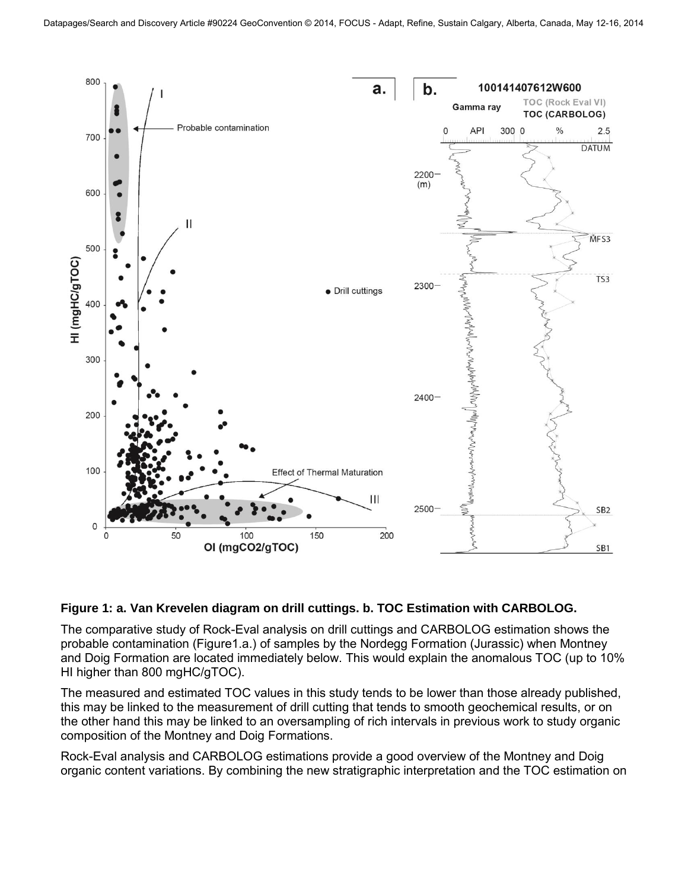**Figure 1: a. Van Krevelen diagram on drill cuttings. b. TOC Estimation with CARBOLOG.**

The comparative study of Rock-Eval analysis on drill cuttings and CARBOLOG estimation shows the probable contamination (Figure1.a.) of samples by the Nordegg Formation (Jurassic) when Montney and Doig Formation are located immediately below. This would explain the anomalous TOC (up to 10% HI higher than 800 mgHC/gTOC).

The measured and estimated TOC values in this study tends to be lower than those already published, this may be linked to the measurement of drill cutting that tends to smooth geochemical results, or on the other hand this may be linked to an oversampling of rich intervals in previous work to study organic composition of the Montney and Doig Formations.

Rock-Eval analysis and CARBOLOG estimations provide a good overview of the Montney and Doig organic content variations. By combining the new stratigraphic interpretation and the TOC estimation on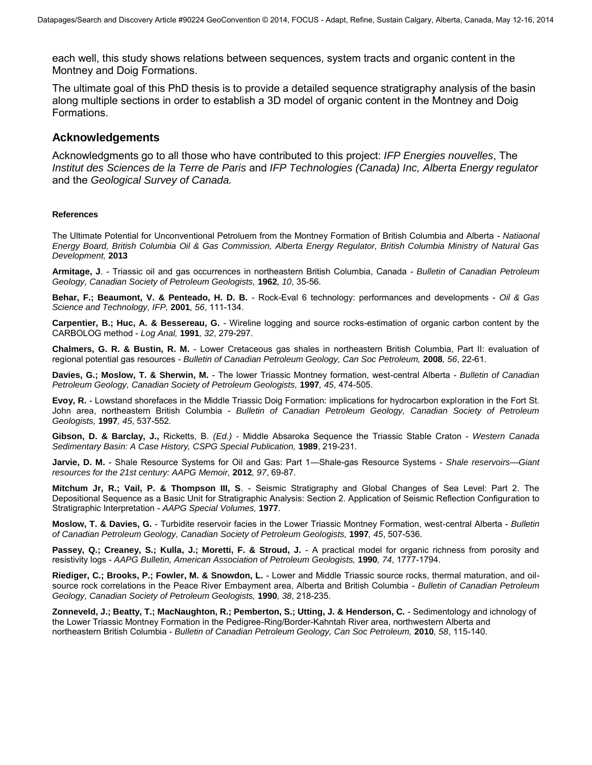each well, this study shows relations between sequences, system tracts and organic content in the Montney and Doig Formations.

The ultimate goal of this PhD thesis is to provide a detailed sequence stratigraphy analysis of the basin along multiple sections in order to establish a 3D model of organic content in the Montney and Doig Formations.

## Acknowledgements

Acknowledgments go to all those who have contributed to this project: *IFP Energies nouvelles*, The *Institut des Sciences de la Terre de Paris* and *IFP Technologies (Canada) Inc, Alberta Energy regulator* and the *Geological Survey of Canada.*

#### References

The Ultimate Potential for Unconventional Petroluem from the Montney Formation of British Columbia and Alberta - *Natiaonal Energy Board, British Columbia Oil & Gas Commission, Alberta Energy Regulator, British Columbia Ministry of Natural Gas Development,* **2013**

**Armitage, J**. - Triassic oil and gas occurrences in northeastern British Columbia, Canada - *Bulletin of Canadian Petroleum Geology, Canadian Society of Petroleum Geologists,* **1962***, 10*, 35-56.

**Behar, F.; Beaumont, V. & Penteado, H. D. B.** - Rock-Eval 6 technology: performances and developments - *Oil & Gas Science and Technology, IFP,* **2001***, 56*, 111-134.

**Carpentier, B.; Huc, A. & Bessereau, G.** - Wireline logging and source rocks-estimation of organic carbon content by the CARBOLOG method - *Log Anal,* **1991***, 32*, 279-297.

**Chalmers, G. R. & Bustin, R. M.** - Lower Cretaceous gas shales in northeastern British Columbia, Part II: evaluation of regional potential gas resources - *Bulletin of Canadian Petroleum Geology, Can Soc Petroleum,* **2008***, 56*, 22-61.

**Davies, G.; Moslow, T. & Sherwin, M.** - The lower Triassic Montney formation, west-central Alberta - *Bulletin of Canadian Petroleum Geology, Canadian Society of Petroleum Geologists,* **1997***, 45*, 474-505.

**Evoy, R.** - Lowstand shorefaces in the Middle Triassic Doig Formation: implications for hydrocarbon exploration in the Fort St. John area, northeastern British Columbia - *Bulletin of Canadian Petroleum Geology, Canadian Society of Petroleum Geologists,* **1997***, 45*, 537-552.

**Gibson, D. & Barclay, J.,** Ricketts, B. *(Ed.)* - Middle Absaroka Sequence the Triassic Stable Craton - *Western Canada Sedimentary Basin: A Case History, CSPG Special Publication,* **1989**, 219-231.

**Jarvie, D. M.** - Shale Resource Systems for Oil and Gas: Part 1—Shale-gas Resource Systems - *Shale reservoirs—Giant resources for the 21st century: AAPG Memoir,* **2012***, 97*, 69-87.

**Mitchum Jr, R.; Vail, P. & Thompson III, S**. - Seismic Stratigraphy and Global Changes of Sea Level: Part 2. The Depositional Sequence as a Basic Unit for Stratigraphic Analysis: Section 2. Application of Seismic Reflection Configuration to Stratigraphic Interpretation - *AAPG Special Volumes,* **1977**.

**Moslow, T. & Davies, G.** - Turbidite reservoir facies in the Lower Triassic Montney Formation, west-central Alberta - *Bulletin of Canadian Petroleum Geology, Canadian Society of Petroleum Geologists,* **1997***, 45*, 507-536.

**Passey, Q.; Creaney, S.; Kulla, J.; Moretti, F. & Stroud, J.** - A practical model for organic richness from porosity and resistivity logs - *AAPG Bulletin, American Association of Petroleum Geologists,* **1990***, 74*, 1777-1794.

**Riediger, C.; Brooks, P.; Fowler, M. & Snowdon, L.** - Lower and Middle Triassic source rocks, thermal maturation, and oil-source rock correlations in the Peace River Embayment area, Alberta and British Columbia - *Bulletin of Canadian Petroleum Geology, Canadian Society of Petroleum Geologists,* **1990***, 38*, 218-235.

**Zonneveld, J.; Beatty, T.; MacNaughton, R.; Pemberton, S.; Utting, J. & Henderson, C.** - Sedimentology and ichnology of the Lower Triassic Montney Formation in the Pedigree-Ring/Border-Kahntah River area, northwestern Alberta and northeastern British Columbia - *Bulletin of Canadian Petroleum Geology, Can Soc Petroleum,* **2010***, 58*, 115-140.